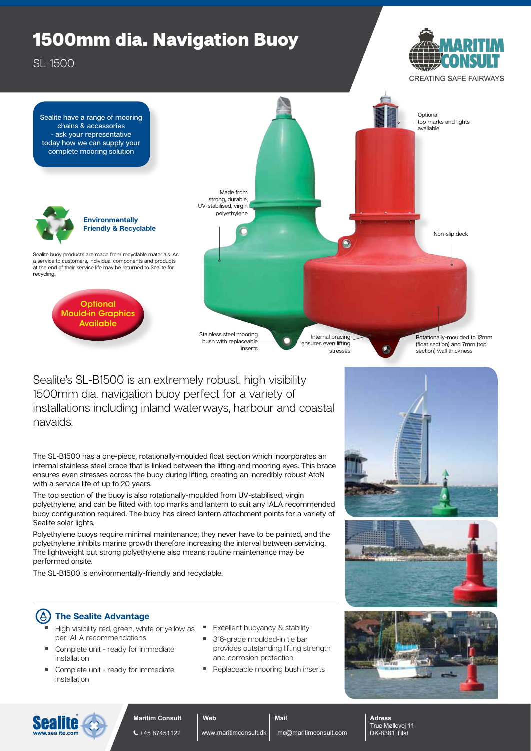# 1500mm dia. Navigation Buoy

SL-1500

MARITIM CONSULT
CREATING SAFE FAIRWAYS

Sealite have a range of mooring chains & accessories - ask your representative today how we can supply your complete mooring solution

**Environmentally Friendly & Recyclable**

Sealite buoy products are made from recyclable materials. As a service to customers, individual components and products at the end of their service life may be returned to Sealite for recycling.

**Optional Mould-in Graphics Available**

Made from strong, durable, UV-stabilised, virgin polyethylene

Optional top marks and lights available

Non-slip deck

Stainless steel mooring bush with replaceable inserts

Internal bracing ensures even lifting stresses

Rotationally-moulded to 12mm (float section) and 7mm (top section) wall thickness

Sealite's SL-B1500 is an extremely robust, high visibility 1500mm dia. navigation buoy perfect for a variety of installations including inland waterways, harbour and coastal navaids.

The SL-B1500 has a one-piece, rotationally-moulded float section which incorporates an internal stainless steel brace that is linked between the lifting and mooring eyes. This brace ensures even stresses across the buoy during lifting, creating an incredibly robust AtoN with a service life of up to 20 years.

The top section of the buoy is also rotationally-moulded from UV-stabilised, virgin polyethylene, and can be fitted with top marks and lantern to suit any IALA recommended buoy configuration required. The buoy has direct lantern attachment points for a variety of Sealite solar lights.

Polyethylene buoys require minimal maintenance; they never have to be painted, and the polyethylene inhibits marine growth therefore increasing the interval between servicing. The lightweight but strong polyethylene also means routine maintenance may be performed onsite.

The SL-B1500 is environmentally-friendly and recyclable.

## The Sealite Advantage

- High visibility red, green, white or yellow as per IALA recommendations
- Complete unit - ready for immediate installation
- Complete unit - ready for immediate installation
- Excellent buoyancy & stability
- 316-grade moulded-in tie bar provides outstanding lifting strength and corrosion protection
- Replaceable mooring bush inserts

Sealite www.sealite.com

| Maritim Consult | Web | Mail | Adress |
|---|---|---|---|
| +45 87451122 | www.maritimconsult.dk | mc@maritimconsult.com | True Møllevej 11<br>DK-8381 Tilst |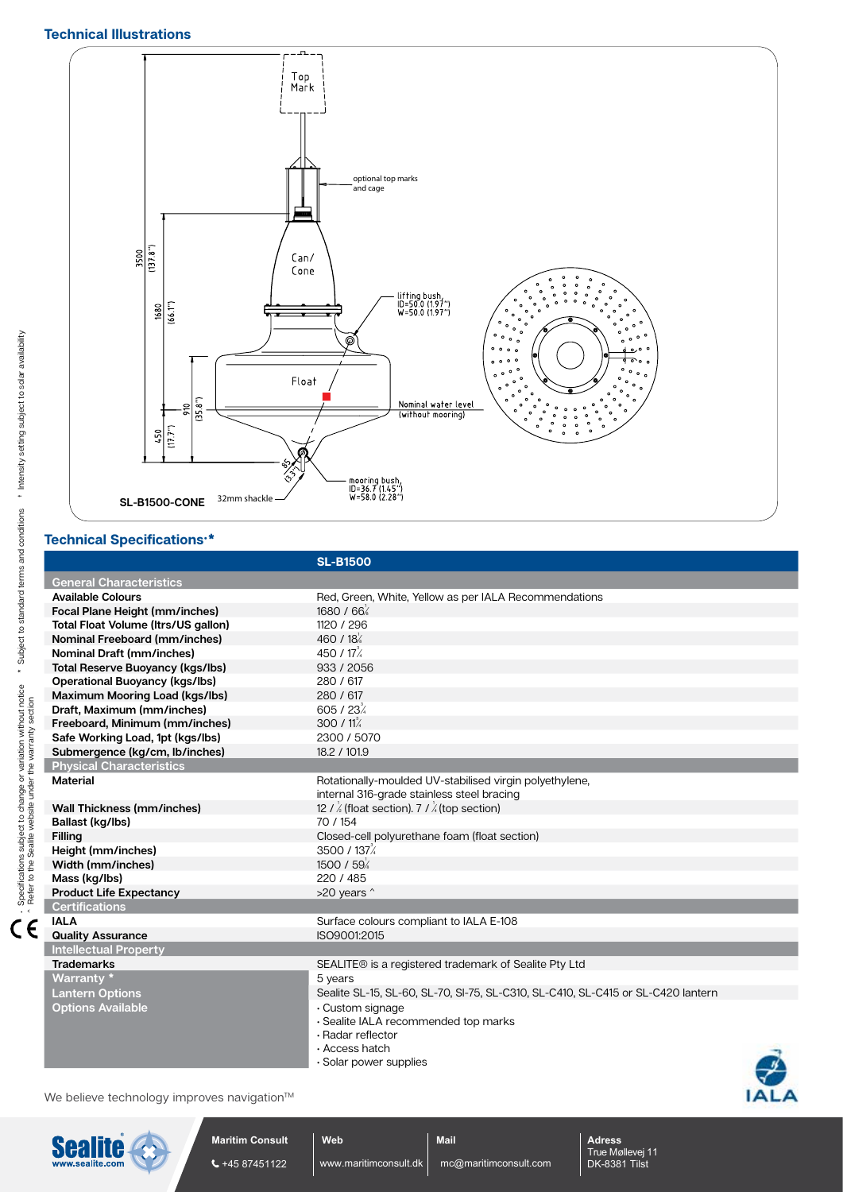## Technical Illustrations

Top Mark

optional top marks and cage

Can/ Cone

lifting bush, ID=50.0 (1.97") W=50.0 (1.97")

Float

Nominal water level (without mooring)

3500 (137.8")

1680 (66.1")

910 (35.8")

450 (17.7")

85 (3.3")

mooring bush, ID=36.7 (1.45") W=58.0 (2.28")

32mm shackle

SL-B1500-CONE

## Technical Specifications·*

| | SL-B1500 |
|---|---|
| **General Characteristics** | |
| **Available Colours** | Red, Green, White, Yellow as per IALA Recommendations |
| **Focal Plane Height (mm/inches)** | 1680 / 66¼ |
| **Total Float Volume (ltrs/US gallon)** | 1120 / 296 |
| **Nominal Freeboard (mm/inches)** | 460 / 18¼ |
| **Nominal Draft (mm/inches)** | 450 / 17¾ |
| **Total Reserve Buoyancy (kgs/lbs)** | 933 / 2056 |
| **Operational Buoyancy (kgs/lbs)** | 280 / 617 |
| **Maximum Mooring Load (kgs/lbs)** | 280 / 617 |
| **Draft, Maximum (mm/inches)** | 605 / 23¾ |
| **Freeboard, Minimum (mm/inches)** | 300 / 11¾ |
| **Safe Working Load, 1pt (kgs/lbs)** | 2300 / 5070 |
| **Submergence (kg/cm, lb/inches)** | 18.2 / 101.9 |
| **Physical Characteristics** | |
| **Material** | Rotationally-moulded UV-stabilised virgin polyethylene, internal 316-grade stainless steel bracing |
| **Wall Thickness (mm/inches)** | 12 / ½ (float section). 7 / ¼ (top section) |
| **Ballast (kg/lbs)** | 70 / 154 |
| **Filling** | Closed-cell polyurethane foam (float section) |
| **Height (mm/inches)** | 3500 / 137¾ |
| **Width (mm/inches)** | 1500 / 59¼ |
| **Mass (kg/lbs)** | 220 / 485 |
| **Product Life Expectancy** | >20 years ^ |
| **Certifications** | |
| **IALA** | Surface colours compliant to IALA E-108 |
| **Quality Assurance** | ISO9001:2015 |
| **Intellectual Property** | |
| **Trademarks** | SEALITE® is a registered trademark of Sealite Pty Ltd |
| **Warranty *** | 5 years |
| **Lantern Options** | Sealite SL-15, SL-60, SL-70, SI-75, SL-C310, SL-C410, SL-C415 or SL-C420 lantern |
| **Options Available** | · Custom signage<br>· Sealite IALA recommended top marks<br>· Radar reflector<br>· Access hatch<br>· Solar power supplies |

· Specifications subject to change or variation without notice * Subject to standard terms and conditions ⁺ Intensity setting subject to solar availability
^ Refer to the Sealite website under the warranty section

We believe technology improves navigation™

Maritim Consult ☎ +45 87451122 | Web www.maritimconsult.dk | Mail mc@maritimconsult.com | Adress True Møllevej 11 DK-8381 Tilst